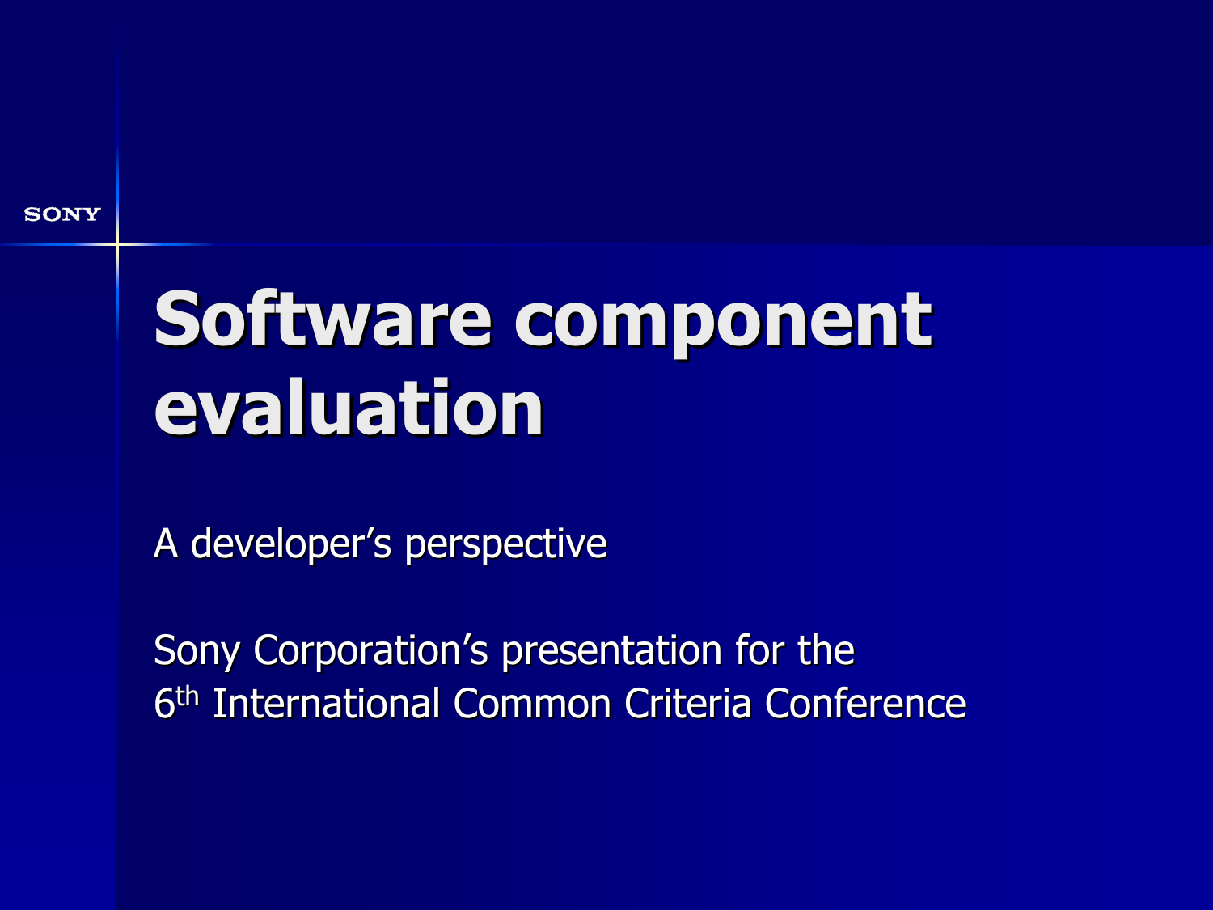SONY

# Software component evaluation

A developer's perspective

Sony Corporation's presentation for the
6th International Common Criteria Conference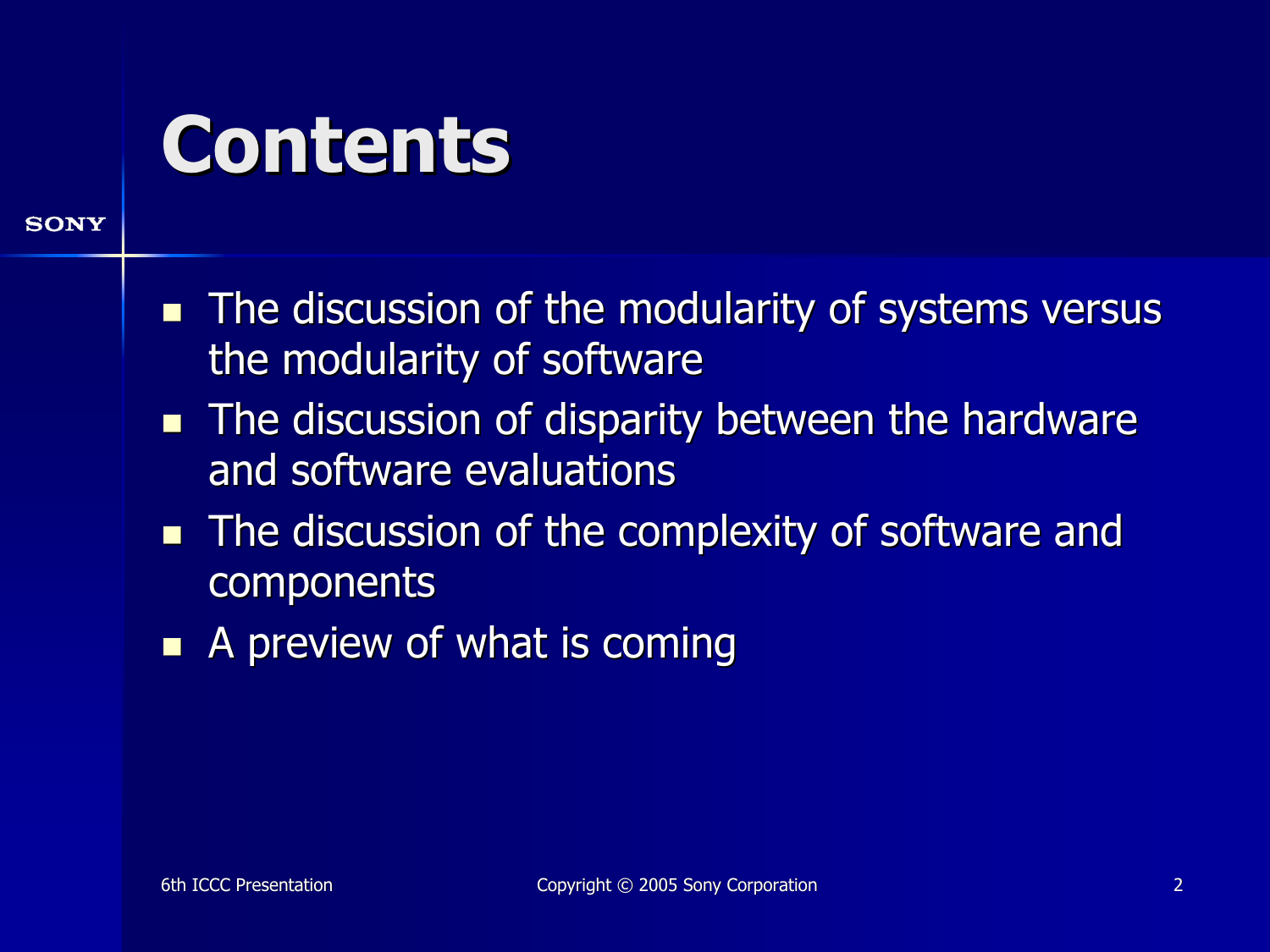# Contents

- The discussion of the modularity of systems versus the modularity of software
- The discussion of disparity between the hardware and software evaluations
- The discussion of the complexity of software and components
- A preview of what is coming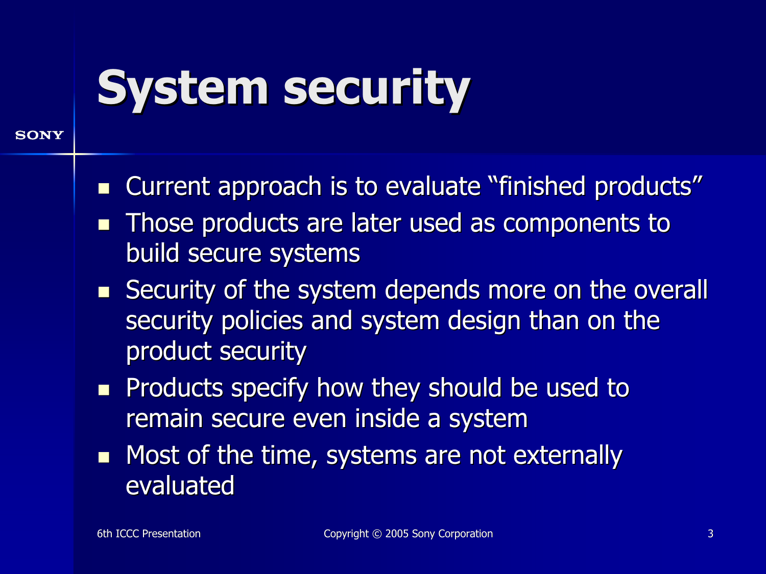# System security

- Current approach is to evaluate "finished products"
- Those products are later used as components to build secure systems
- Security of the system depends more on the overall security policies and system design than on the product security
- Products specify how they should be used to remain secure even inside a system
- Most of the time, systems are not externally evaluated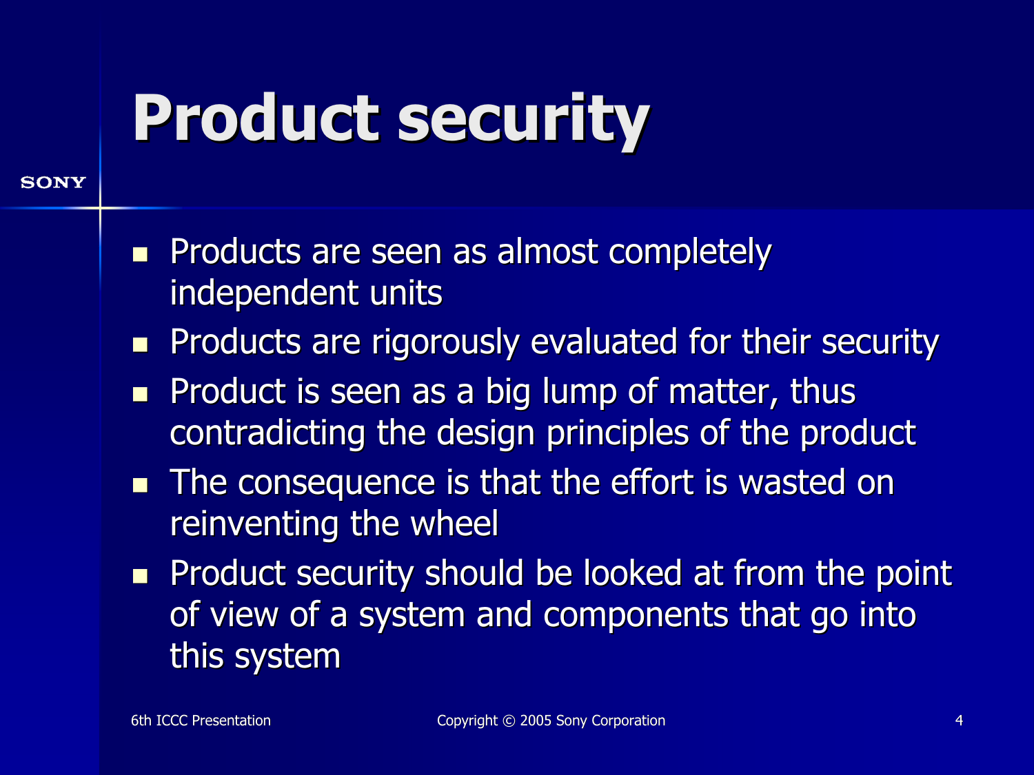# Product security

- Products are seen as almost completely independent units
- Products are rigorously evaluated for their security
- Product is seen as a big lump of matter, thus contradicting the design principles of the product
- The consequence is that the effort is wasted on reinventing the wheel
- Product security should be looked at from the point of view of a system and components that go into this system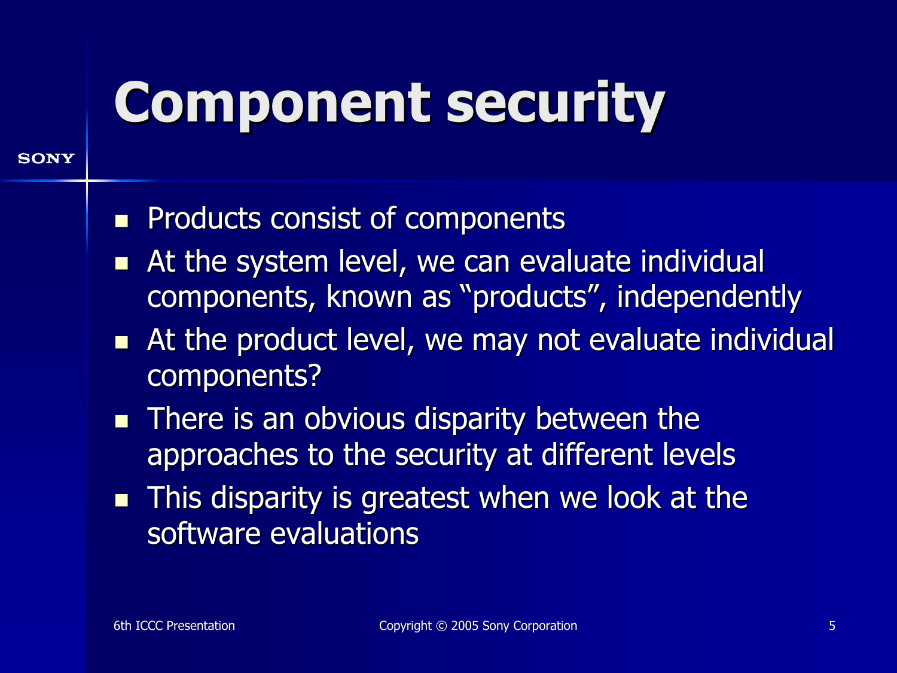# Component security

- Products consist of components
- At the system level, we can evaluate individual components, known as "products", independently
- At the product level, we may not evaluate individual components?
- There is an obvious disparity between the approaches to the security at different levels
- This disparity is greatest when we look at the software evaluations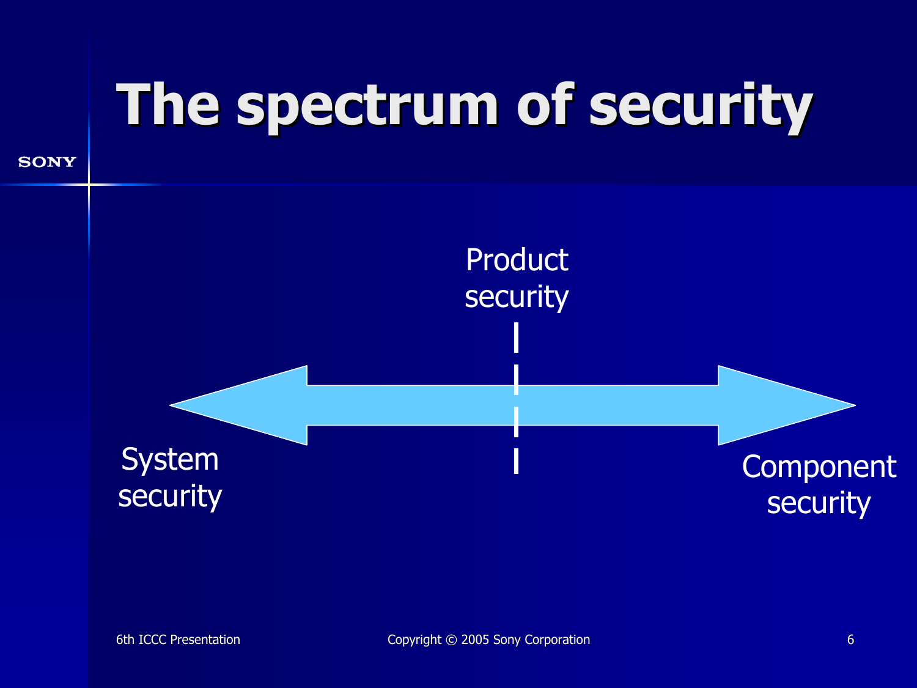# The spectrum of security

Product security

System security

Component security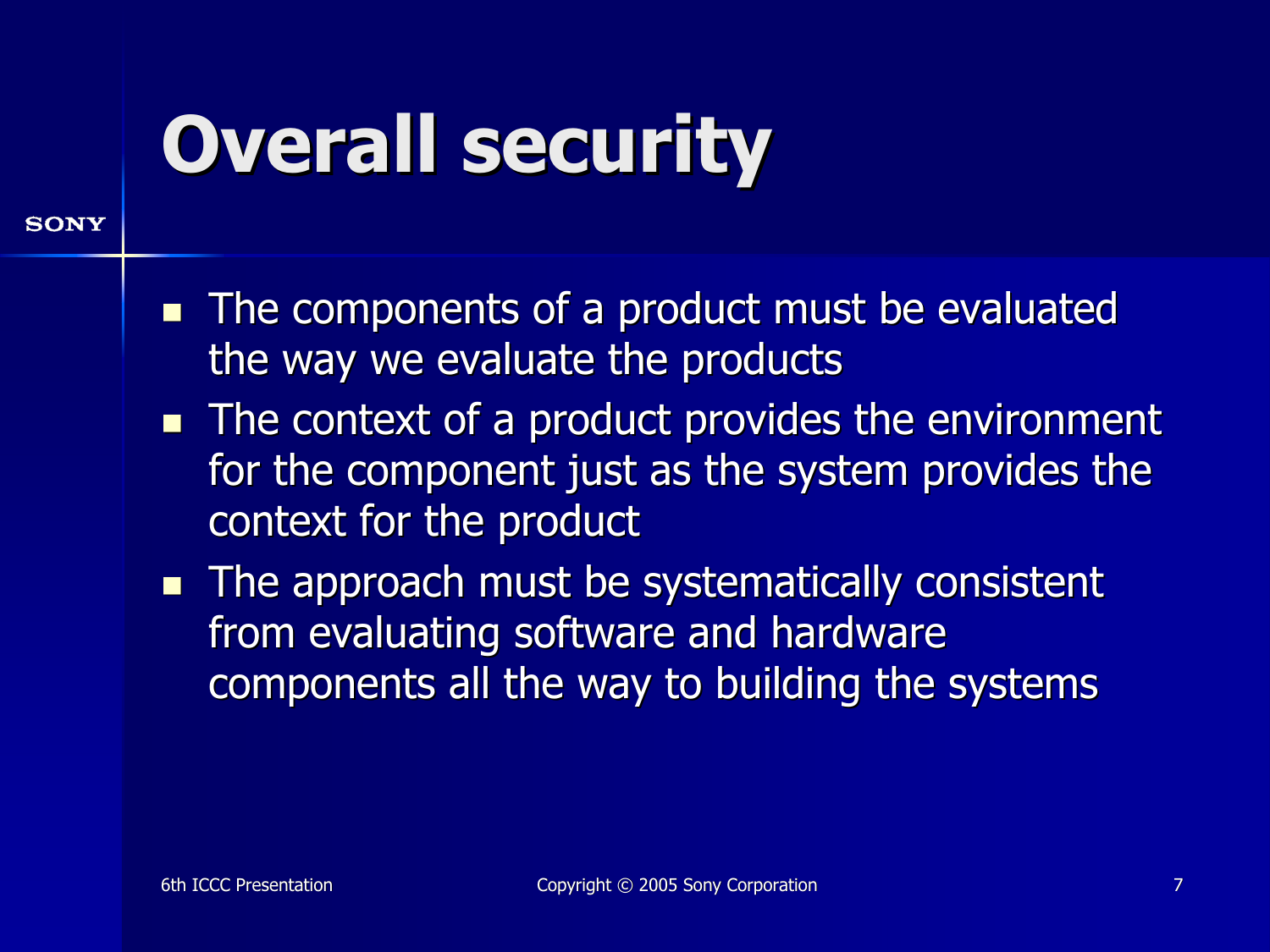# Overall security

- The components of a product must be evaluated the way we evaluate the products
- The context of a product provides the environment for the component just as the system provides the context for the product
- The approach must be systematically consistent from evaluating software and hardware components all the way to building the systems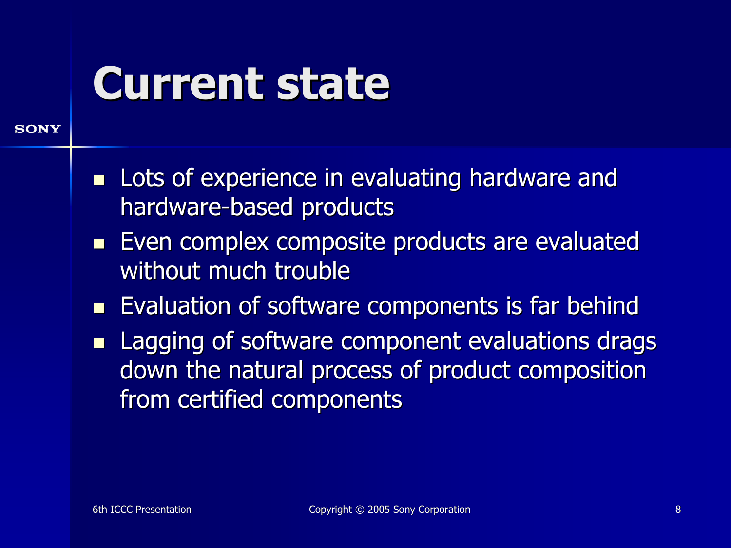# Current state

- Lots of experience in evaluating hardware and hardware-based products
- Even complex composite products are evaluated without much trouble
- Evaluation of software components is far behind
- Lagging of software component evaluations drags down the natural process of product composition from certified components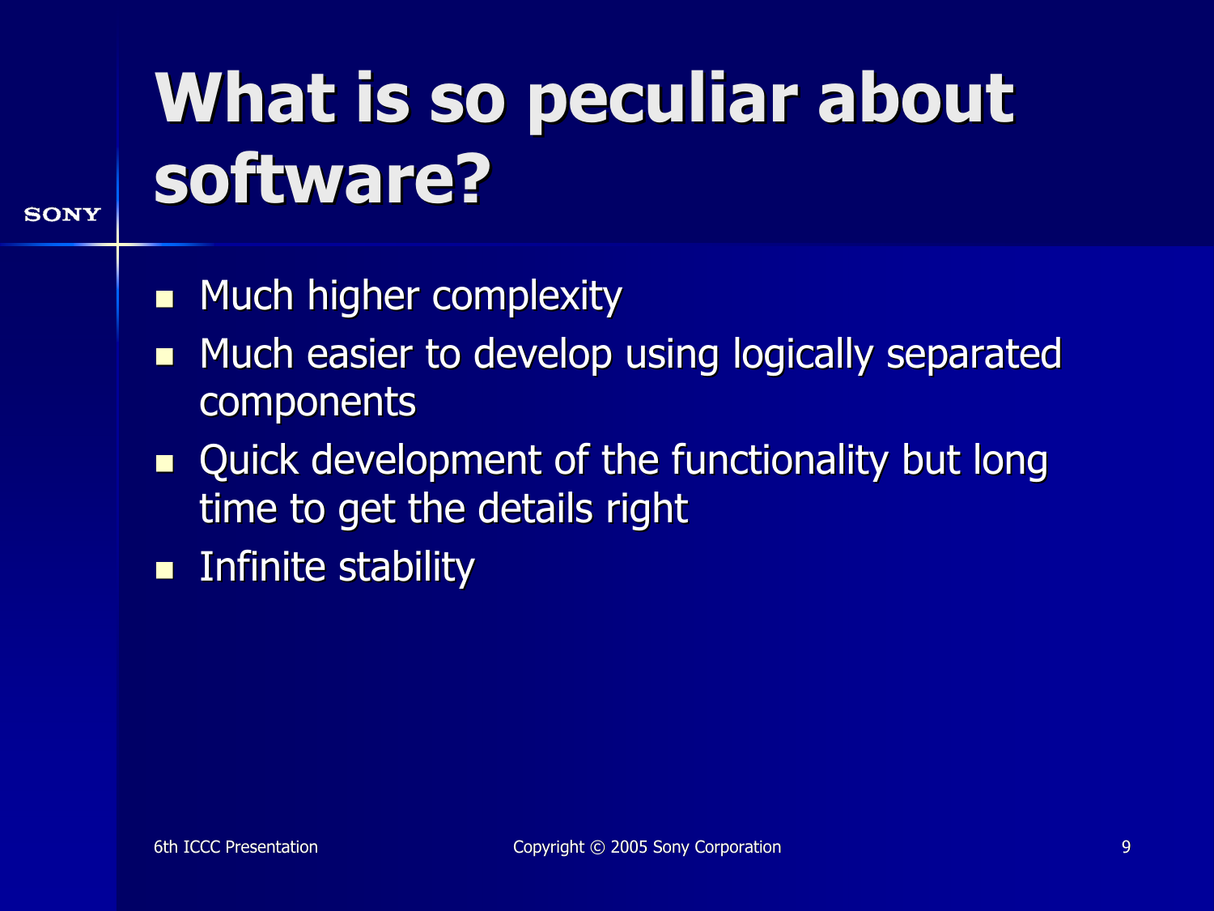# What is so peculiar about software?

- Much higher complexity
- Much easier to develop using logically separated components
- Quick development of the functionality but long time to get the details right
- Infinite stability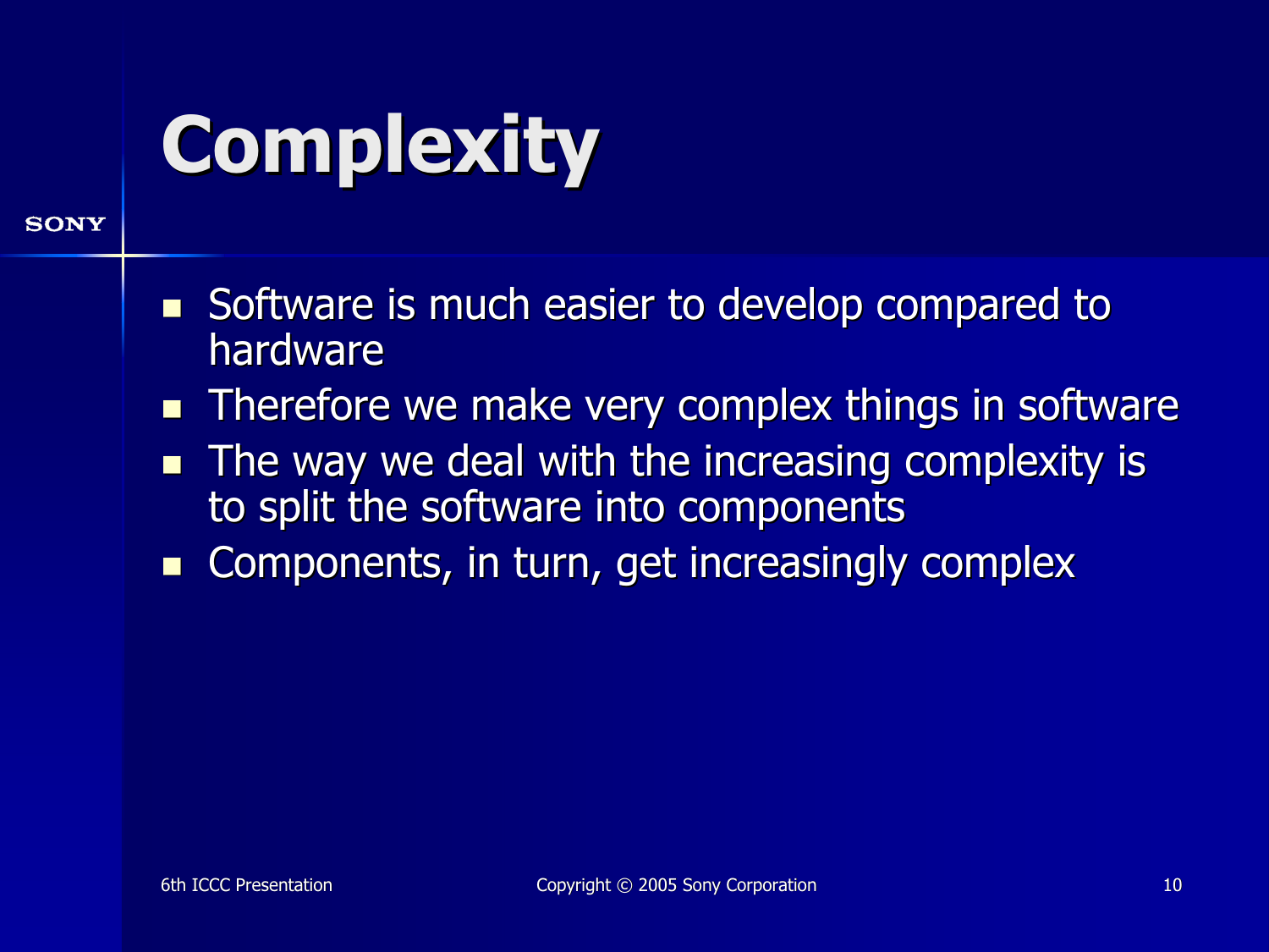# Complexity

- Software is much easier to develop compared to hardware
- Therefore we make very complex things in software
- The way we deal with the increasing complexity is to split the software into components
- Components, in turn, get increasingly complex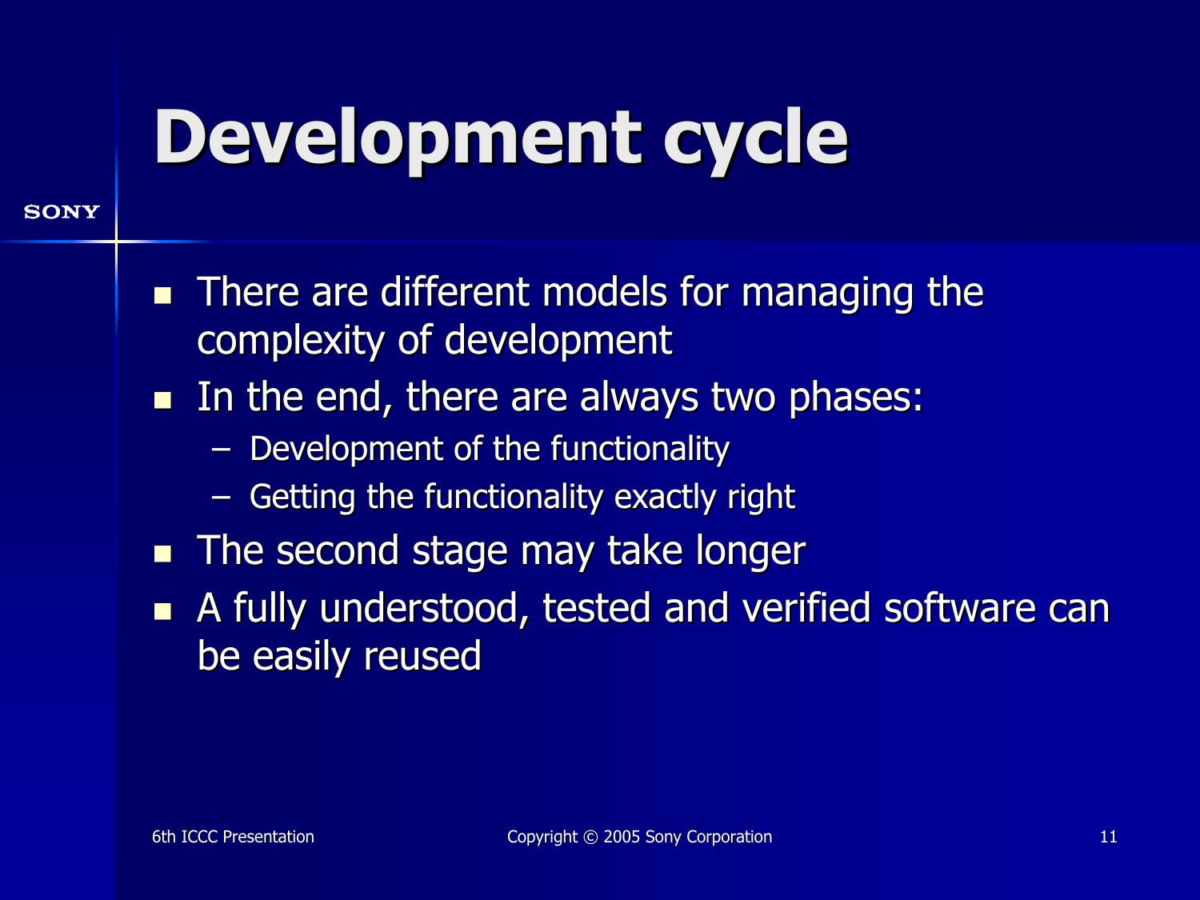# Development cycle

- There are different models for managing the complexity of development
- In the end, there are always two phases:
  - Development of the functionality
  - Getting the functionality exactly right
- The second stage may take longer
- A fully understood, tested and verified software can be easily reused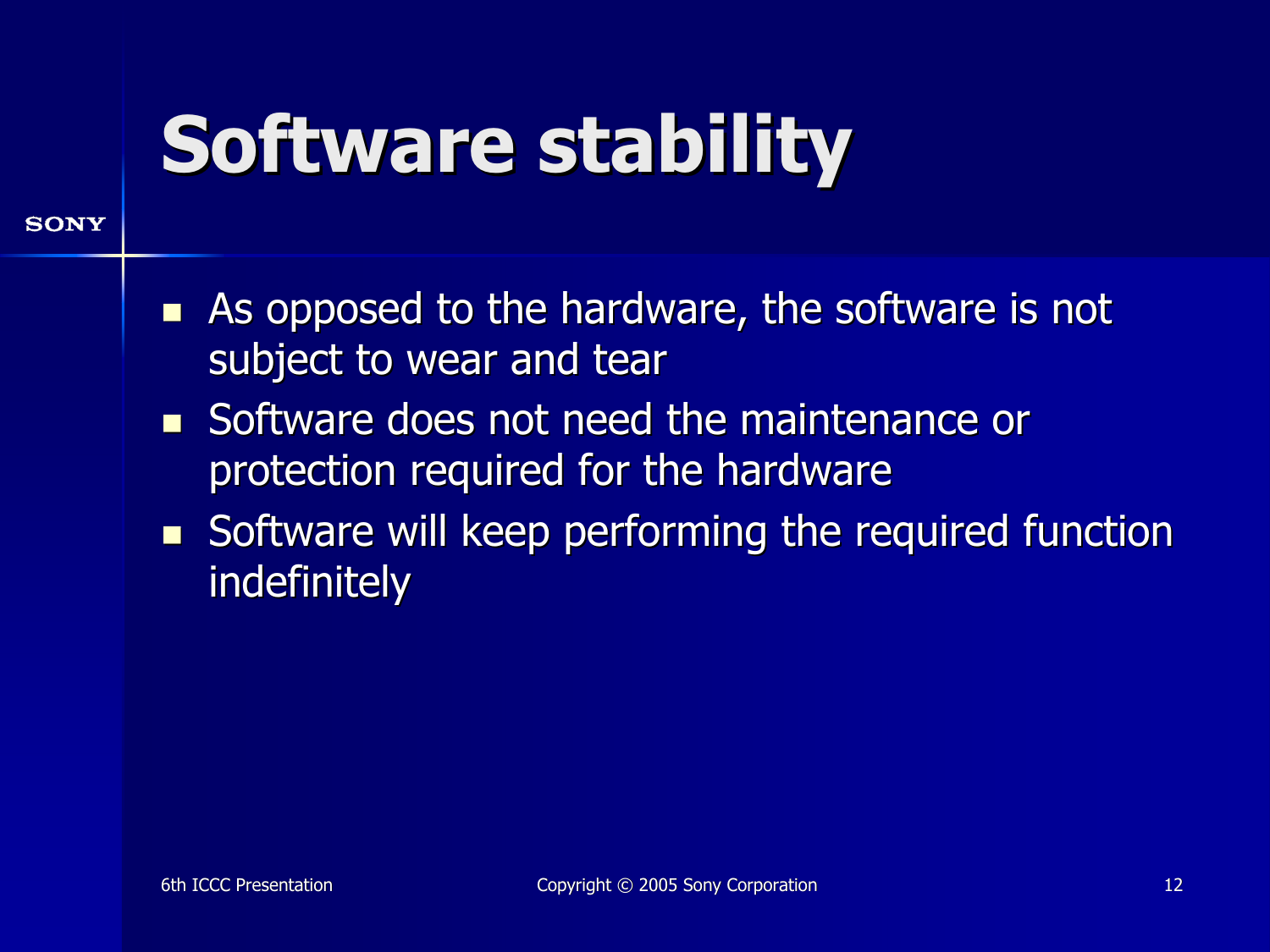# Software stability

- As opposed to the hardware, the software is not subject to wear and tear
- Software does not need the maintenance or protection required for the hardware
- Software will keep performing the required function indefinitely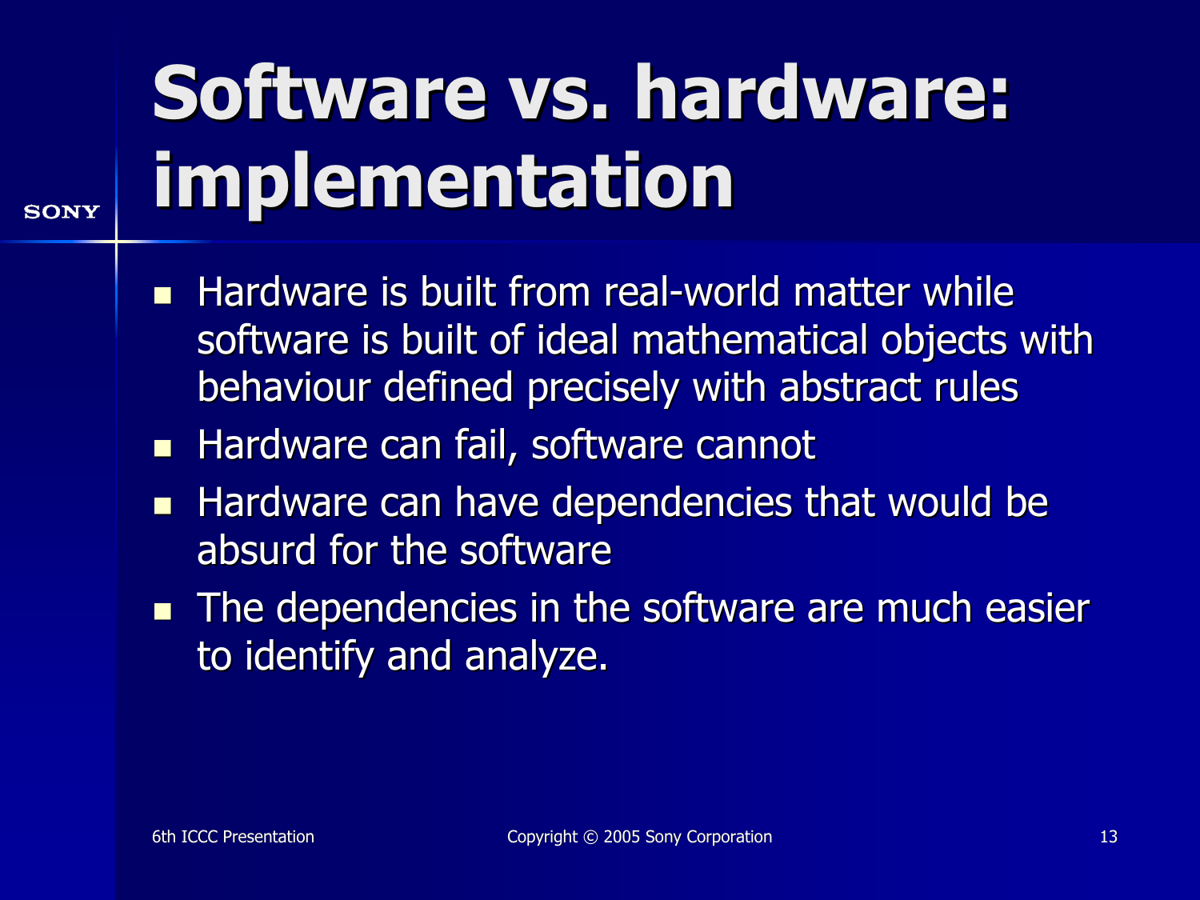# Software vs. hardware: implementation

- Hardware is built from real-world matter while software is built of ideal mathematical objects with behaviour defined precisely with abstract rules
- Hardware can fail, software cannot
- Hardware can have dependencies that would be absurd for the software
- The dependencies in the software are much easier to identify and analyze.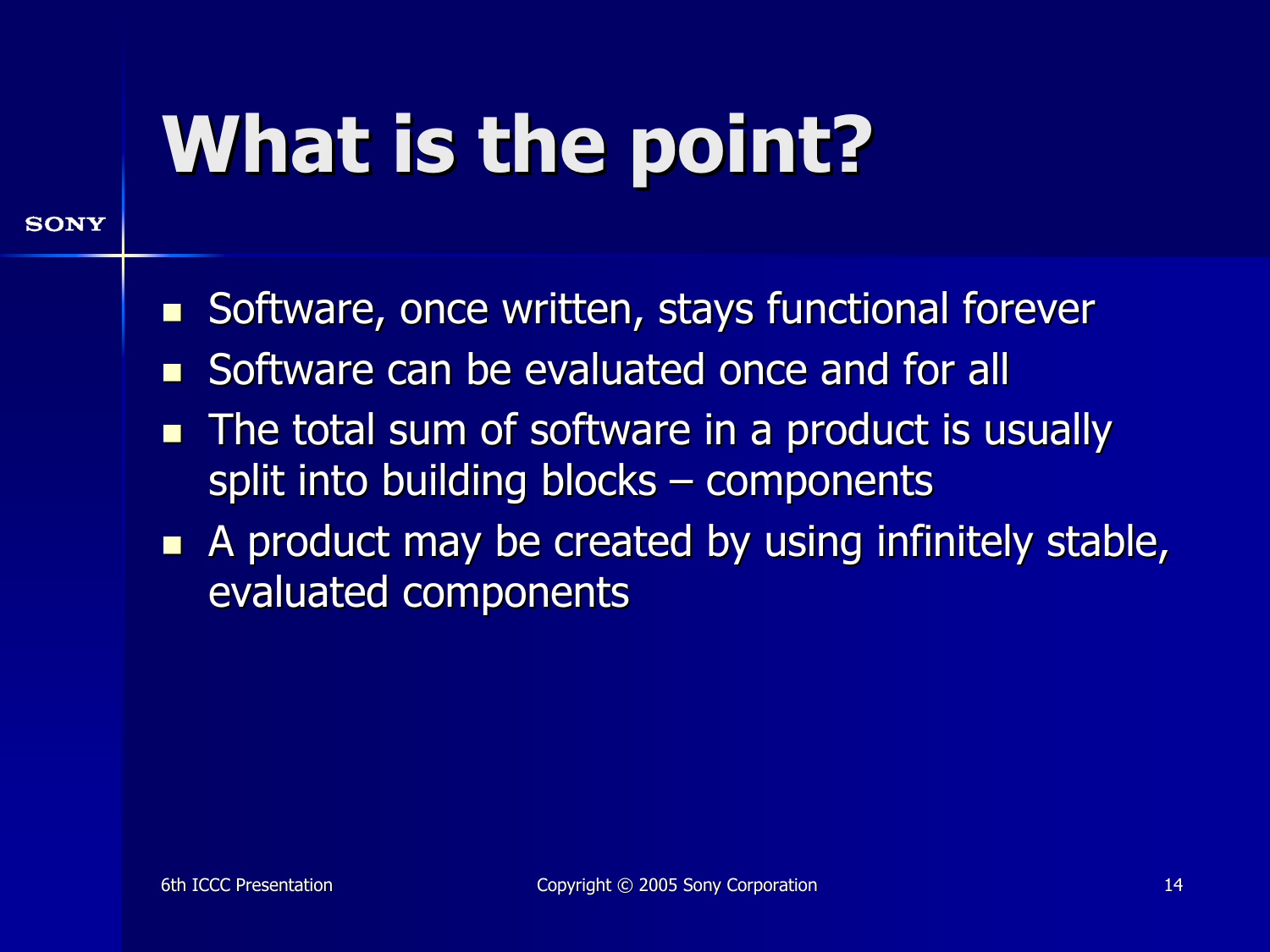# What is the point?

- Software, once written, stays functional forever
- Software can be evaluated once and for all
- The total sum of software in a product is usually split into building blocks – components
- A product may be created by using infinitely stable, evaluated components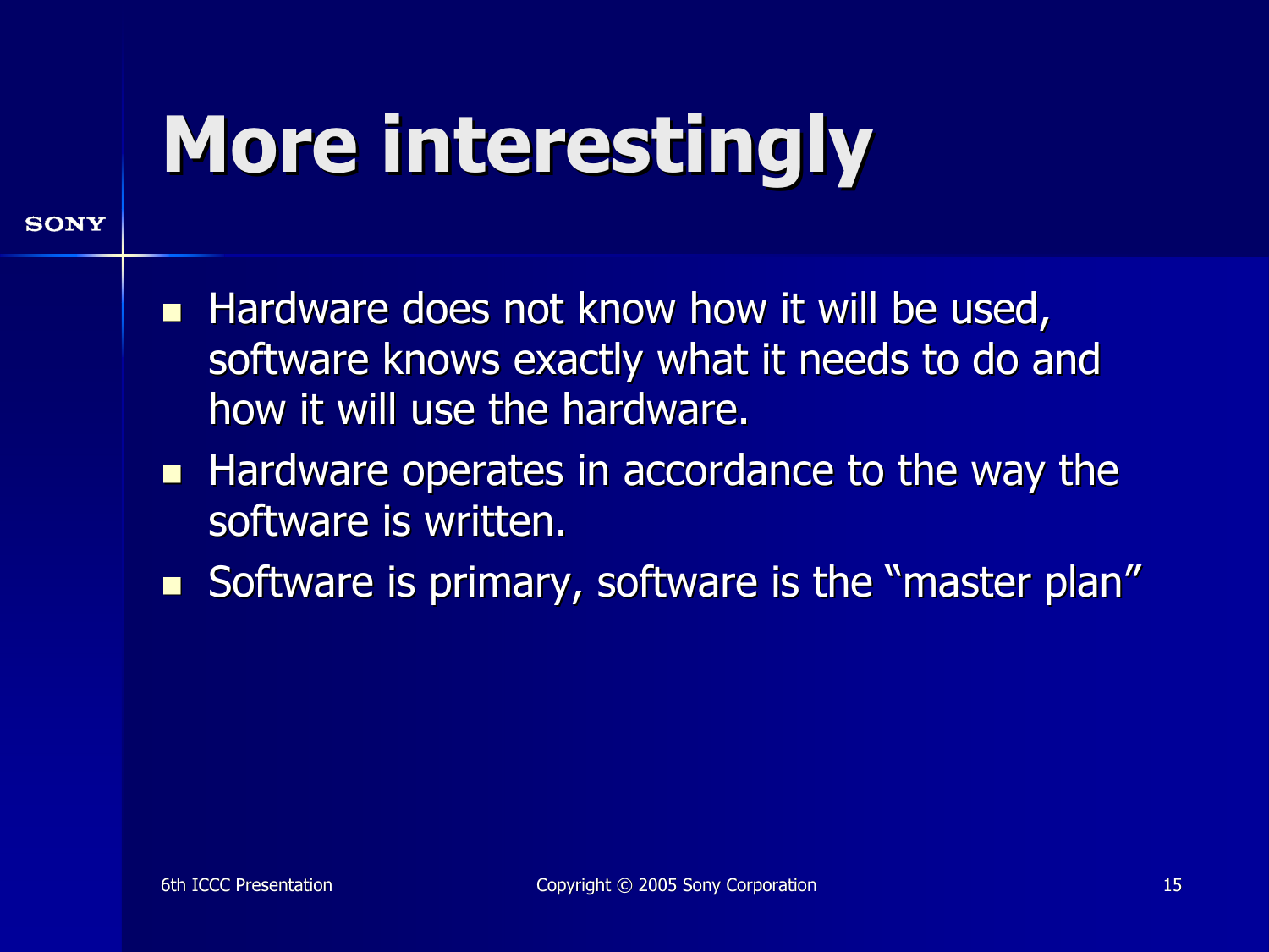# More interestingly

- Hardware does not know how it will be used, software knows exactly what it needs to do and how it will use the hardware.
- Hardware operates in accordance to the way the software is written.
- Software is primary, software is the "master plan"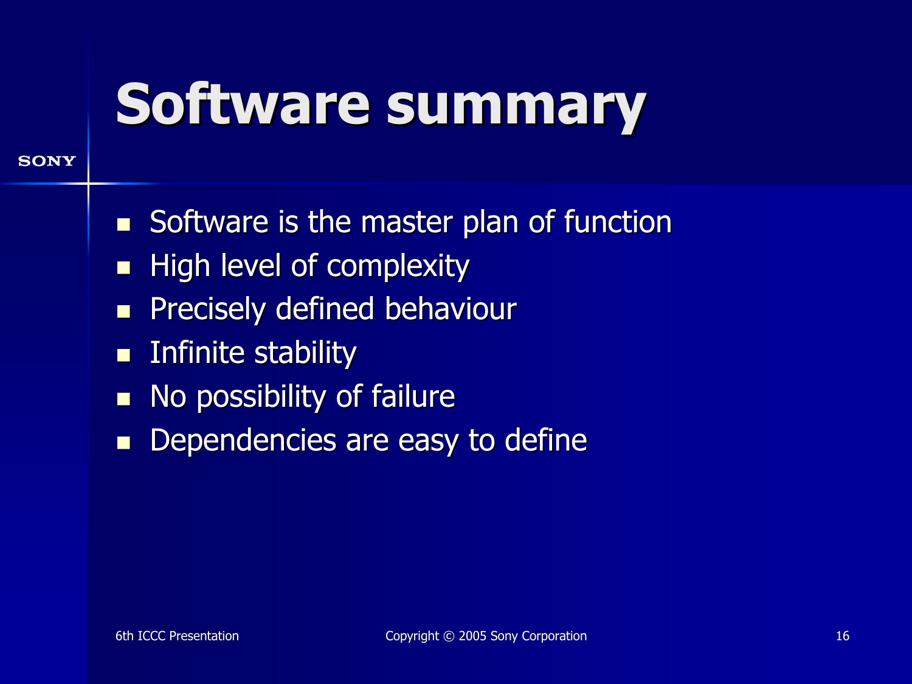# Software summary

- Software is the master plan of function
- High level of complexity
- Precisely defined behaviour
- Infinite stability
- No possibility of failure
- Dependencies are easy to define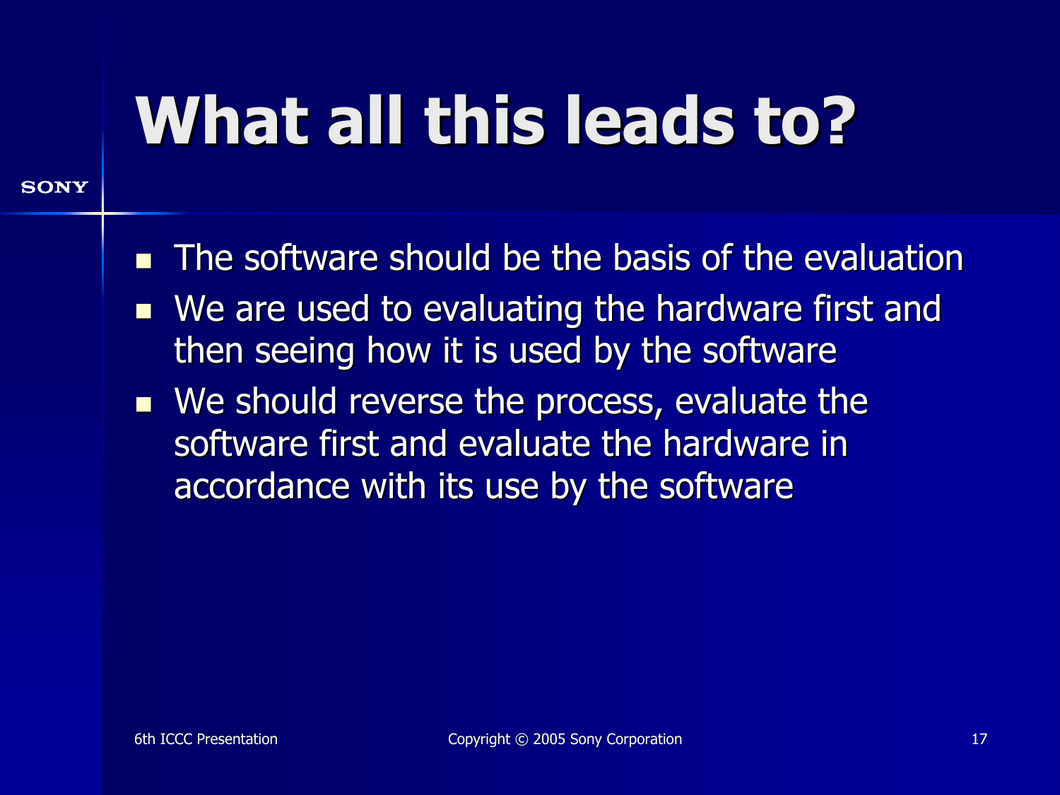# What all this leads to?

- The software should be the basis of the evaluation
- We are used to evaluating the hardware first and then seeing how it is used by the software
- We should reverse the process, evaluate the software first and evaluate the hardware in accordance with its use by the software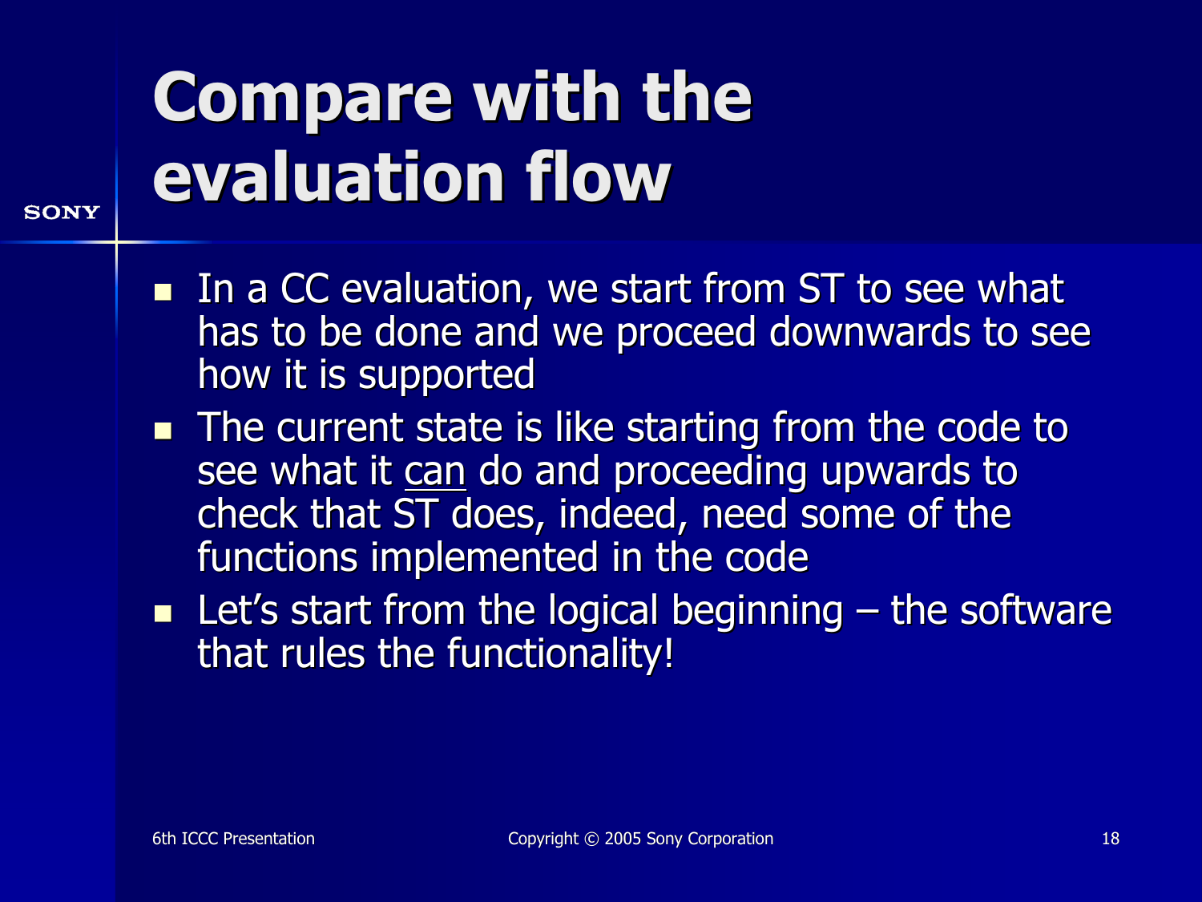# Compare with the evaluation flow

- In a CC evaluation, we start from ST to see what has to be done and we proceed downwards to see how it is supported
- The current state is like starting from the code to see what it <u>can</u> do and proceeding upwards to check that ST does, indeed, need some of the functions implemented in the code
- Let's start from the logical beginning – the software that rules the functionality!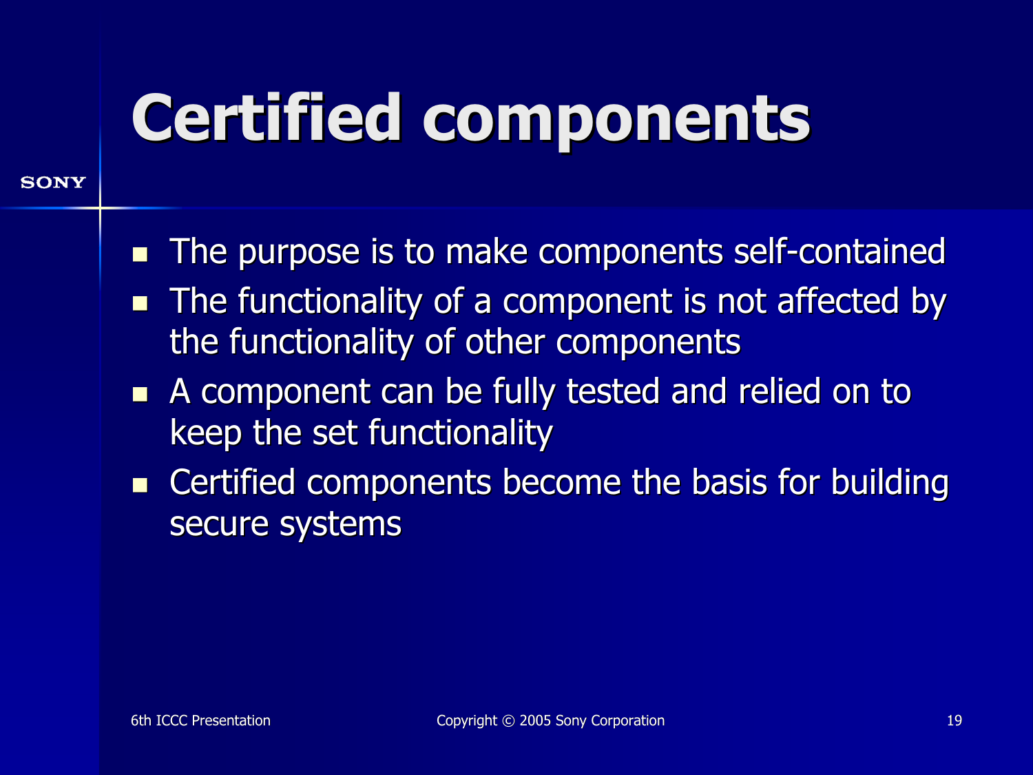# Certified components

- The purpose is to make components self-contained
- The functionality of a component is not affected by the functionality of other components
- A component can be fully tested and relied on to keep the set functionality
- Certified components become the basis for building secure systems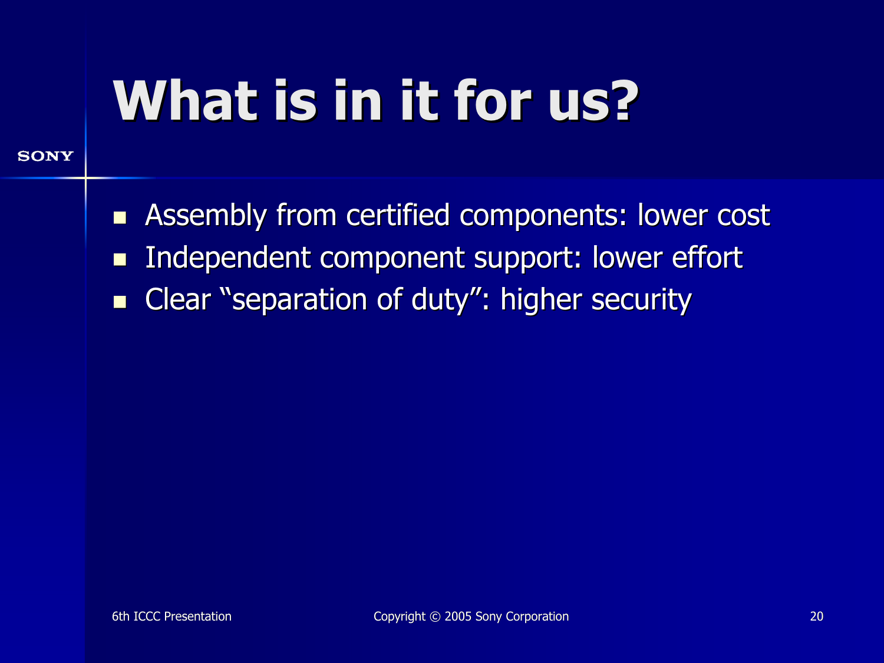# What is in it for us?

- Assembly from certified components: lower cost
- Independent component support: lower effort
- Clear "separation of duty": higher security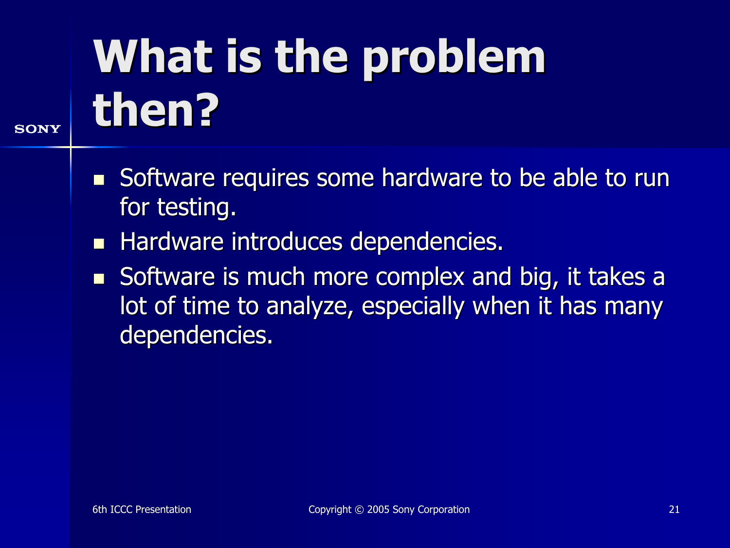# What is the problem then?

- Software requires some hardware to be able to run for testing.
- Hardware introduces dependencies.
- Software is much more complex and big, it takes a lot of time to analyze, especially when it has many dependencies.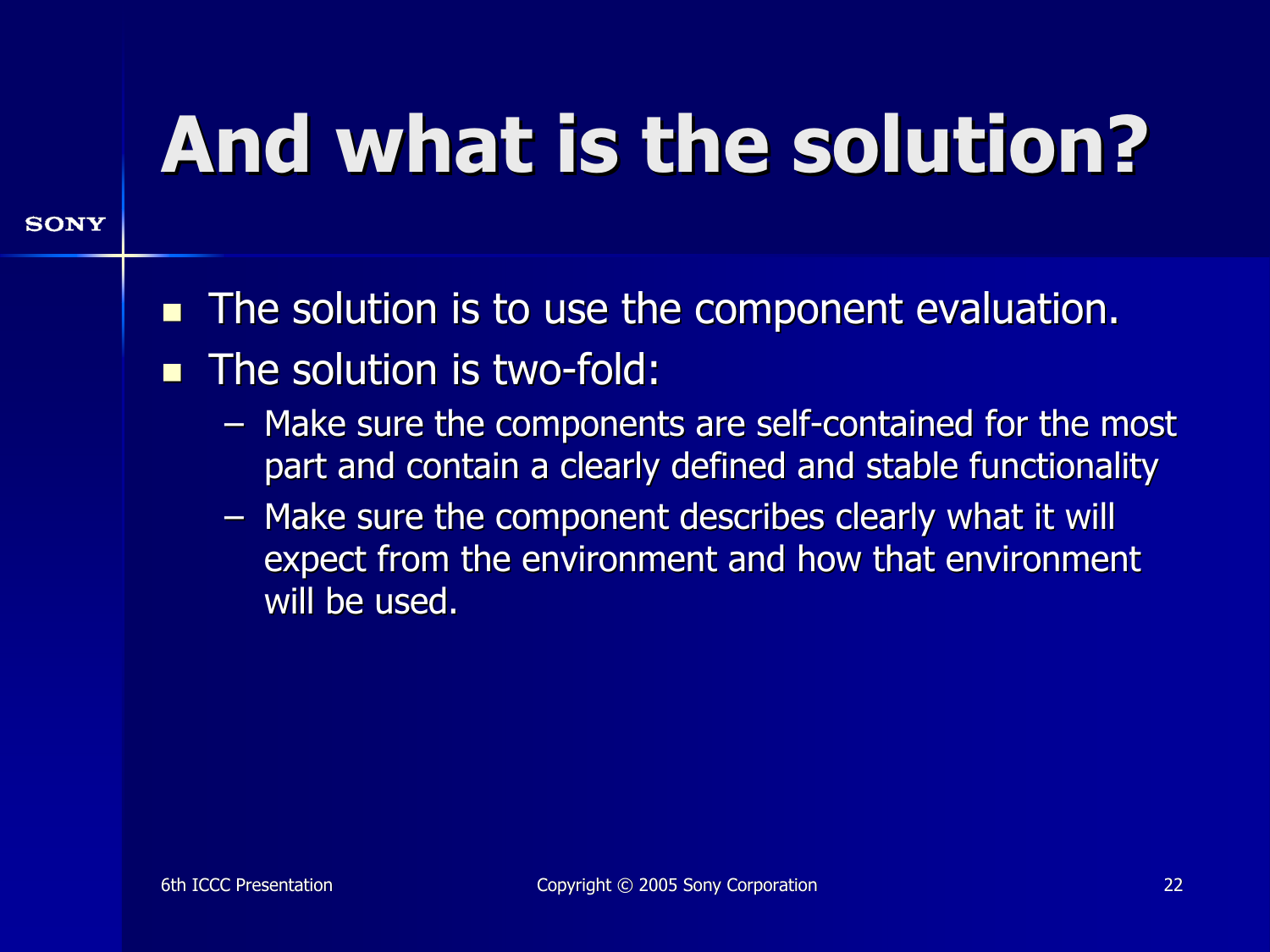# And what is the solution?

- The solution is to use the component evaluation.
- The solution is two-fold:
  - Make sure the components are self-contained for the most part and contain a clearly defined and stable functionality
  - Make sure the component describes clearly what it will expect from the environment and how that environment will be used.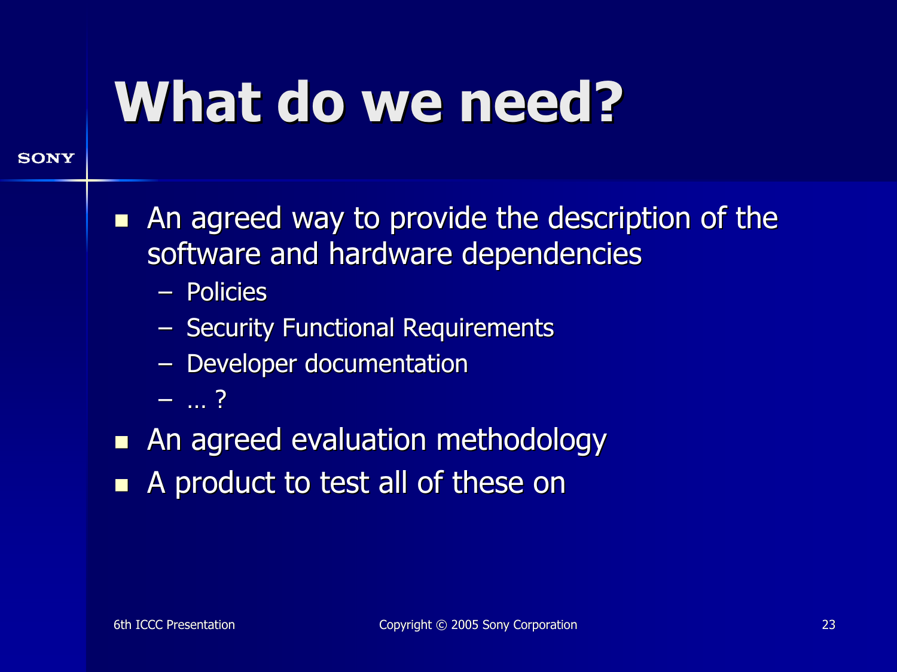# What do we need?

- An agreed way to provide the description of the software and hardware dependencies
  - Policies
  - Security Functional Requirements
  - Developer documentation
  - … ?
- An agreed evaluation methodology
- A product to test all of these on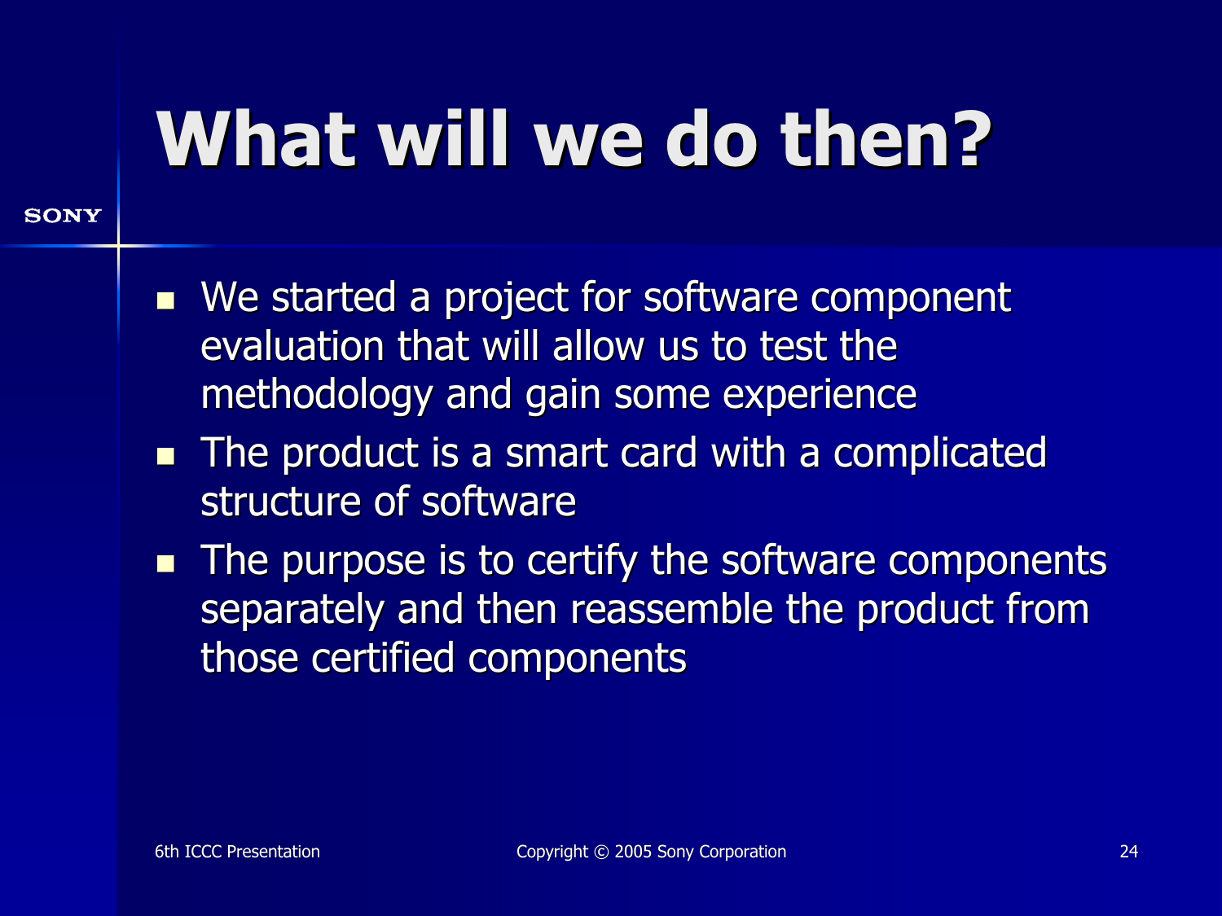# What will we do then?

- We started a project for software component evaluation that will allow us to test the methodology and gain some experience
- The product is a smart card with a complicated structure of software
- The purpose is to certify the software components separately and then reassemble the product from those certified components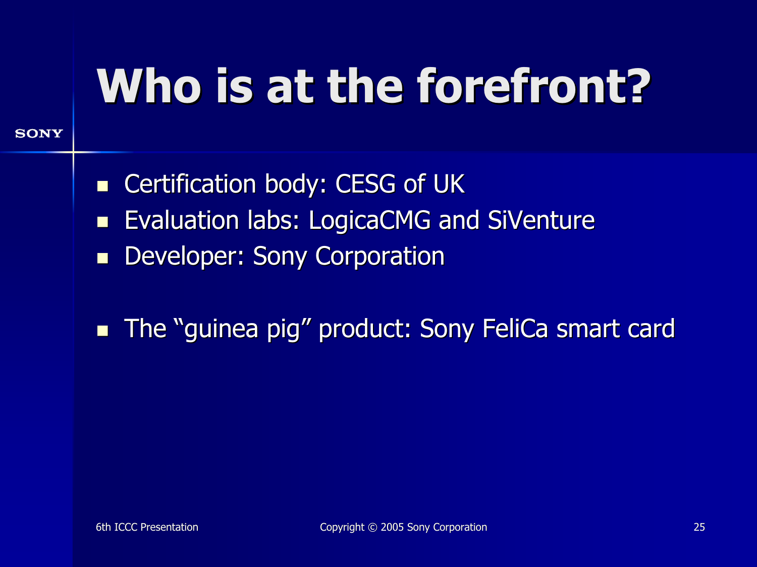# Who is at the forefront?

- Certification body: CESG of UK
- Evaluation labs: LogicaCMG and SiVenture
- Developer: Sony Corporation

- The “guinea pig” product: Sony FeliCa smart card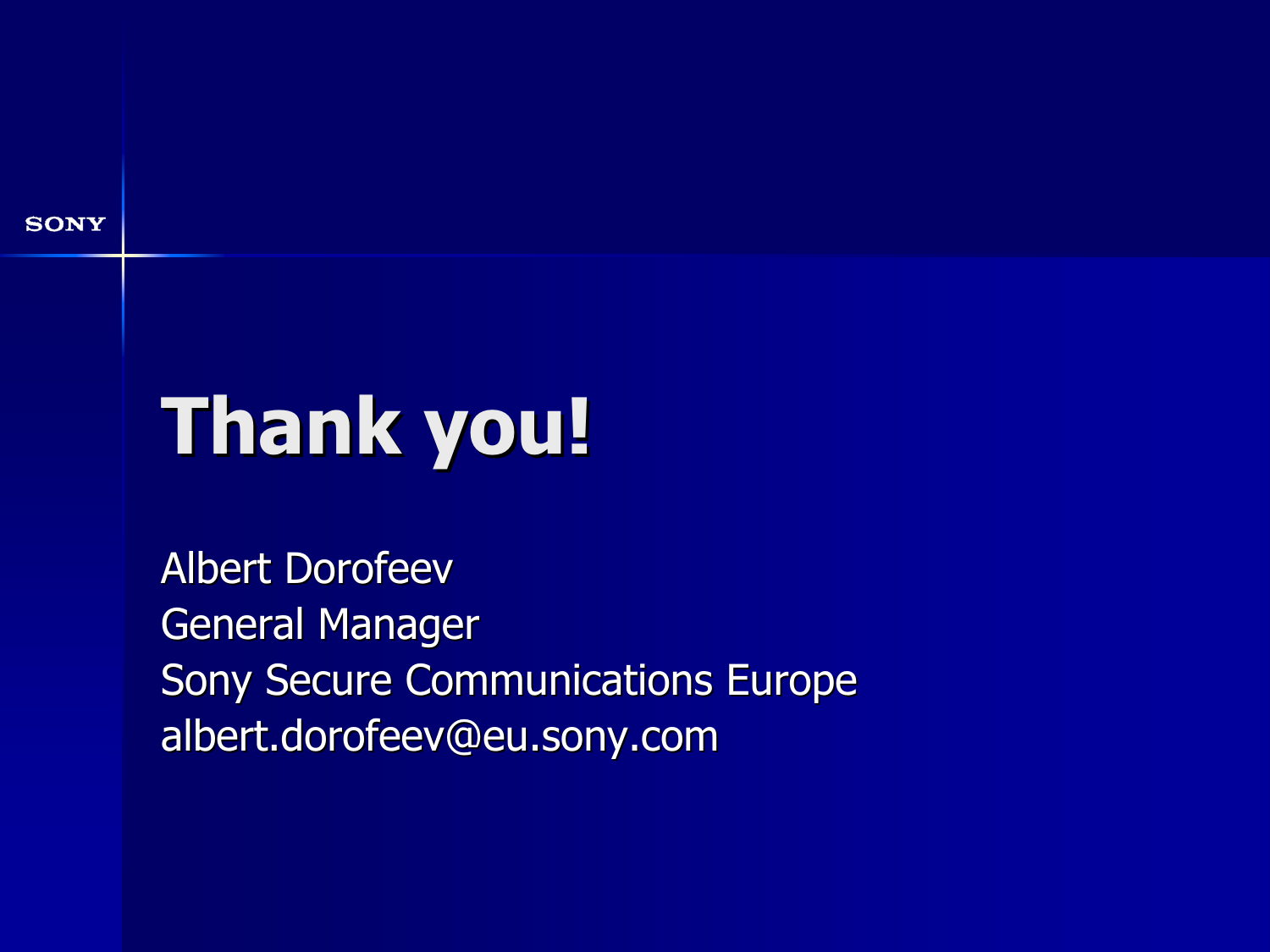SONY

# Thank you!

Albert Dorofeev
General Manager
Sony Secure Communications Europe
albert.dorofeev@eu.sony.com